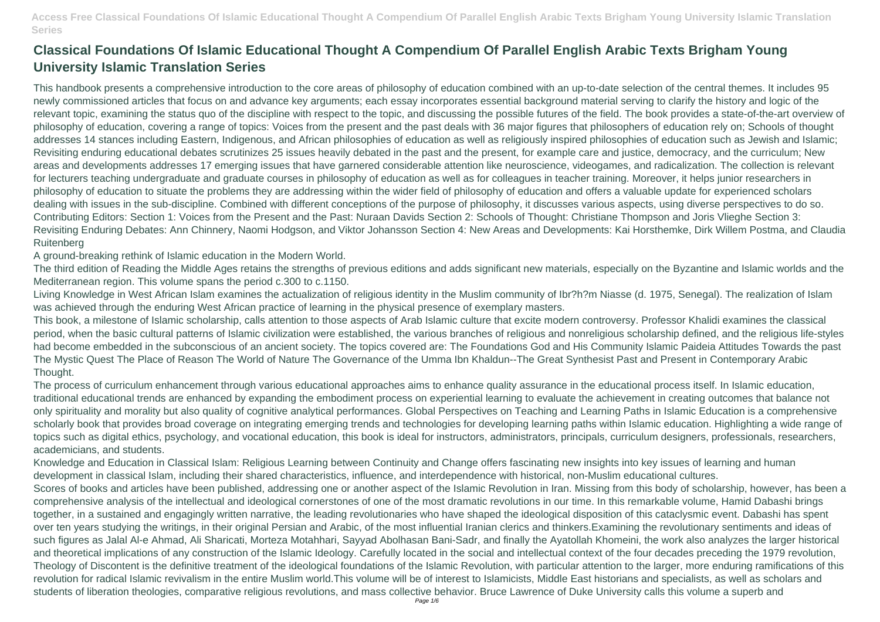# Classical Foundations Of Islamic Educational Thought A Compendium Of Parallel English Arabic Texts Brigham Young University Islamic Translation Series

This handbook presents a comprehensive introduction to the core areas of philosophy of education combined with an up-to-date selection of the central themes. It includes 95 newly commissioned articles that focus on and advance key arguments; each essay incorporates essential background material serving to clarify the history and logic of the relevant topic, examining the status quo of the discipline with respect to the topic, and discussing the possible futures of the field. The book provides a state-of-the-art overview of philosophy of education, covering a range of topics: Voices from the present and the past deals with 36 major figures that philosophers of education rely on; Schools of thought addresses 14 stances including Eastern, Indigenous, and African philosophies of education as well as religiously inspired philosophies of education such as Jewish and Islamic; Revisiting enduring educational debates scrutinizes 25 issues heavily debated in the past and the present, for example care and justice, democracy, and the curriculum; New areas and developments addresses 17 emerging issues that have garnered considerable attention like neuroscience, videogames, and radicalization. The collection is relevant for lecturers teaching undergraduate and graduate courses in philosophy of education as well as for colleagues in teacher training. Moreover, it helps junior researchers in philosophy of education to situate the problems they are addressing within the wider field of philosophy of education and offers a valuable update for experienced scholars dealing with issues in the sub-discipline. Combined with different conceptions of the purpose of philosophy, it discusses various aspects, using diverse perspectives to do so. Contributing Editors: Section 1: Voices from the Present and the Past: Nuraan Davids Section 2: Schools of Thought: Christiane Thompson and Joris Vlieghe Section 3: Revisiting Enduring Debates: Ann Chinnery, Naomi Hodgson, and Viktor Johansson Section 4: New Areas and Developments: Kai Horsthemke, Dirk Willem Postma, and Claudia Ruitenberg

A ground-breaking rethink of Islamic education in the Modern World.

The third edition of Reading the Middle Ages retains the strengths of previous editions and adds significant new materials, especially on the Byzantine and Islamic worlds and the Mediterranean region. This volume spans the period c.300 to c.1150.

Living Knowledge in West African Islam examines the actualization of religious identity in the Muslim community of Ibr?h?m Niasse (d. 1975, Senegal). The realization of Islam was achieved through the enduring West African practice of learning in the physical presence of exemplary masters.

This book, a milestone of Islamic scholarship, calls attention to those aspects of Arab Islamic culture that excite modern controversy. Professor Khalidi examines the classical period, when the basic cultural patterns of Islamic civilization were established, the various branches of religious and nonreligious scholarship defined, and the religious life-styles had become embedded in the subconscious of an ancient society. The topics covered are: The Foundations God and His Community Islamic Paideia Attitudes Towards the past The Mystic Quest The Place of Reason The World of Nature The Governance of the Umma Ibn Khaldun--The Great Synthesist Past and Present in Contemporary Arabic Thought.

The process of curriculum enhancement through various educational approaches aims to enhance quality assurance in the educational process itself. In Islamic education, traditional educational trends are enhanced by expanding the embodiment process on experiential learning to evaluate the achievement in creating outcomes that balance not only spirituality and morality but also quality of cognitive analytical performances. Global Perspectives on Teaching and Learning Paths in Islamic Education is a comprehensive scholarly book that provides broad coverage on integrating emerging trends and technologies for developing learning paths within Islamic education. Highlighting a wide range of topics such as digital ethics, psychology, and vocational education, this book is ideal for instructors, administrators, principals, curriculum designers, professionals, researchers, academicians, and students.

Knowledge and Education in Classical Islam: Religious Learning between Continuity and Change offers fascinating new insights into key issues of learning and human development in classical Islam, including their shared characteristics, influence, and interdependence with historical, non-Muslim educational cultures.

Scores of books and articles have been published, addressing one or another aspect of the Islamic Revolution in Iran. Missing from this body of scholarship, however, has been a comprehensive analysis of the intellectual and ideological cornerstones of one of the most dramatic revolutions in our time. In this remarkable volume, Hamid Dabashi brings together, in a sustained and engagingly written narrative, the leading revolutionaries who have shaped the ideological disposition of this cataclysmic event. Dabashi has spent over ten years studying the writings, in their original Persian and Arabic, of the most influential Iranian clerics and thinkers.Examining the revolutionary sentiments and ideas of such figures as Jalal Al-e Ahmad, Ali Sharicati, Morteza Motahhari, Sayyad Abolhasan Bani-Sadr, and finally the Ayatollah Khomeini, the work also analyzes the larger historical and theoretical implications of any construction of the Islamic Ideology. Carefully located in the social and intellectual context of the four decades preceding the 1979 revolution, Theology of Discontent is the definitive treatment of the ideological foundations of the Islamic Revolution, with particular attention to the larger, more enduring ramifications of this revolution for radical Islamic revivalism in the entire Muslim world.This volume will be of interest to Islamicists, Middle East historians and specialists, as well as scholars and students of liberation theologies, comparative religious revolutions, and mass collective behavior. Bruce Lawrence of Duke University calls this volume a superb and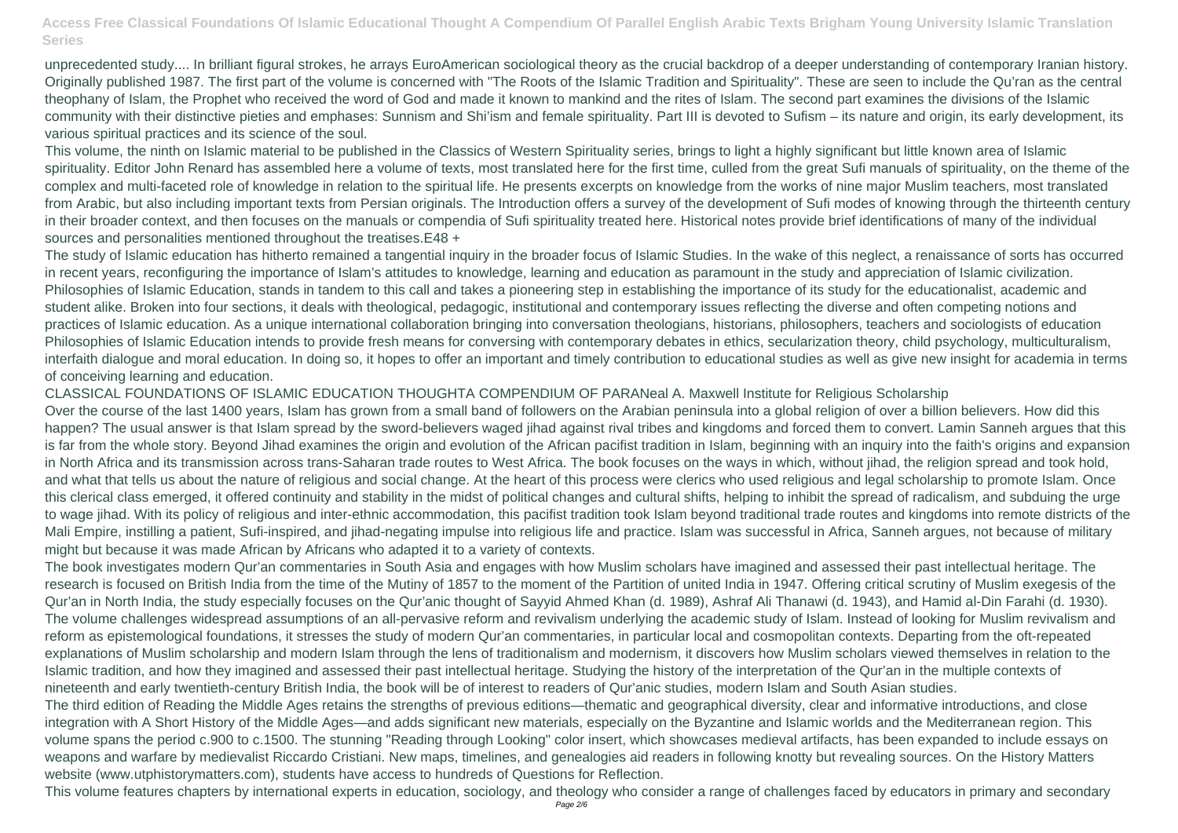unprecedented study.... In brilliant figural strokes, he arrays EuroAmerican sociological theory as the crucial backdrop of a deeper understanding of contemporary Iranian history.
Originally published 1987. The first part of the volume is concerned with "The Roots of the Islamic Tradition and Spirituality". These are seen to include the Qu'ran as the central theophany of Islam, the Prophet who received the word of God and made it known to mankind and the rites of Islam. The second part examines the divisions of the Islamic community with their distinctive pieties and emphases: Sunnism and Shi'ism and female spirituality. Part III is devoted to Sufism – its nature and origin, its early development, its various spiritual practices and its science of the soul.

This volume, the ninth on Islamic material to be published in the Classics of Western Spirituality series, brings to light a highly significant but little known area of Islamic spirituality. Editor John Renard has assembled here a volume of texts, most translated here for the first time, culled from the great Sufi manuals of spirituality, on the theme of the complex and multi-faceted role of knowledge in relation to the spiritual life. He presents excerpts on knowledge from the works of nine major Muslim teachers, most translated from Arabic, but also including important texts from Persian originals. The Introduction offers a survey of the development of Sufi modes of knowing through the thirteenth century in their broader context, and then focuses on the manuals or compendia of Sufi spirituality treated here. Historical notes provide brief identifications of many of the individual sources and personalities mentioned throughout the treatises.E48 +

The study of Islamic education has hitherto remained a tangential inquiry in the broader focus of Islamic Studies. In the wake of this neglect, a renaissance of sorts has occurred in recent years, reconfiguring the importance of Islam's attitudes to knowledge, learning and education as paramount in the study and appreciation of Islamic civilization. Philosophies of Islamic Education, stands in tandem to this call and takes a pioneering step in establishing the importance of its study for the educationalist, academic and student alike. Broken into four sections, it deals with theological, pedagogic, institutional and contemporary issues reflecting the diverse and often competing notions and practices of Islamic education. As a unique international collaboration bringing into conversation theologians, historians, philosophers, teachers and sociologists of education Philosophies of Islamic Education intends to provide fresh means for conversing with contemporary debates in ethics, secularization theory, child psychology, multiculturalism, interfaith dialogue and moral education. In doing so, it hopes to offer an important and timely contribution to educational studies as well as give new insight for academia in terms of conceiving learning and education.

CLASSICAL FOUNDATIONS OF ISLAMIC EDUCATION THOUGHTA COMPENDIUM OF PARANeal A. Maxwell Institute for Religious Scholarship

Over the course of the last 1400 years, Islam has grown from a small band of followers on the Arabian peninsula into a global religion of over a billion believers. How did this happen? The usual answer is that Islam spread by the sword-believers waged jihad against rival tribes and kingdoms and forced them to convert. Lamin Sanneh argues that this is far from the whole story. Beyond Jihad examines the origin and evolution of the African pacifist tradition in Islam, beginning with an inquiry into the faith's origins and expansion in North Africa and its transmission across trans-Saharan trade routes to West Africa. The book focuses on the ways in which, without jihad, the religion spread and took hold, and what that tells us about the nature of religious and social change. At the heart of this process were clerics who used religious and legal scholarship to promote Islam. Once this clerical class emerged, it offered continuity and stability in the midst of political changes and cultural shifts, helping to inhibit the spread of radicalism, and subduing the urge to wage jihad. With its policy of religious and inter-ethnic accommodation, this pacifist tradition took Islam beyond traditional trade routes and kingdoms into remote districts of the Mali Empire, instilling a patient, Sufi-inspired, and jihad-negating impulse into religious life and practice. Islam was successful in Africa, Sanneh argues, not because of military might but because it was made African by Africans who adapted it to a variety of contexts.

The book investigates modern Qur'an commentaries in South Asia and engages with how Muslim scholars have imagined and assessed their past intellectual heritage. The research is focused on British India from the time of the Mutiny of 1857 to the moment of the Partition of united India in 1947. Offering critical scrutiny of Muslim exegesis of the Qur'an in North India, the study especially focuses on the Qur'anic thought of Sayyid Ahmed Khan (d. 1989), Ashraf Ali Thanawi (d. 1943), and Hamid al-Din Farahi (d. 1930). The volume challenges widespread assumptions of an all-pervasive reform and revivalism underlying the academic study of Islam. Instead of looking for Muslim revivalism and reform as epistemological foundations, it stresses the study of modern Qur'an commentaries, in particular local and cosmopolitan contexts. Departing from the oft-repeated explanations of Muslim scholarship and modern Islam through the lens of traditionalism and modernism, it discovers how Muslim scholars viewed themselves in relation to the Islamic tradition, and how they imagined and assessed their past intellectual heritage. Studying the history of the interpretation of the Qur'an in the multiple contexts of nineteenth and early twentieth-century British India, the book will be of interest to readers of Qur'anic studies, modern Islam and South Asian studies.

The third edition of Reading the Middle Ages retains the strengths of previous editions—thematic and geographical diversity, clear and informative introductions, and close integration with A Short History of the Middle Ages—and adds significant new materials, especially on the Byzantine and Islamic worlds and the Mediterranean region. This volume spans the period c.900 to c.1500. The stunning "Reading through Looking" color insert, which showcases medieval artifacts, has been expanded to include essays on weapons and warfare by medievalist Riccardo Cristiani. New maps, timelines, and genealogies aid readers in following knotty but revealing sources. On the History Matters website (www.utphistorymatters.com), students have access to hundreds of Questions for Reflection.

This volume features chapters by international experts in education, sociology, and theology who consider a range of challenges faced by educators in primary and secondary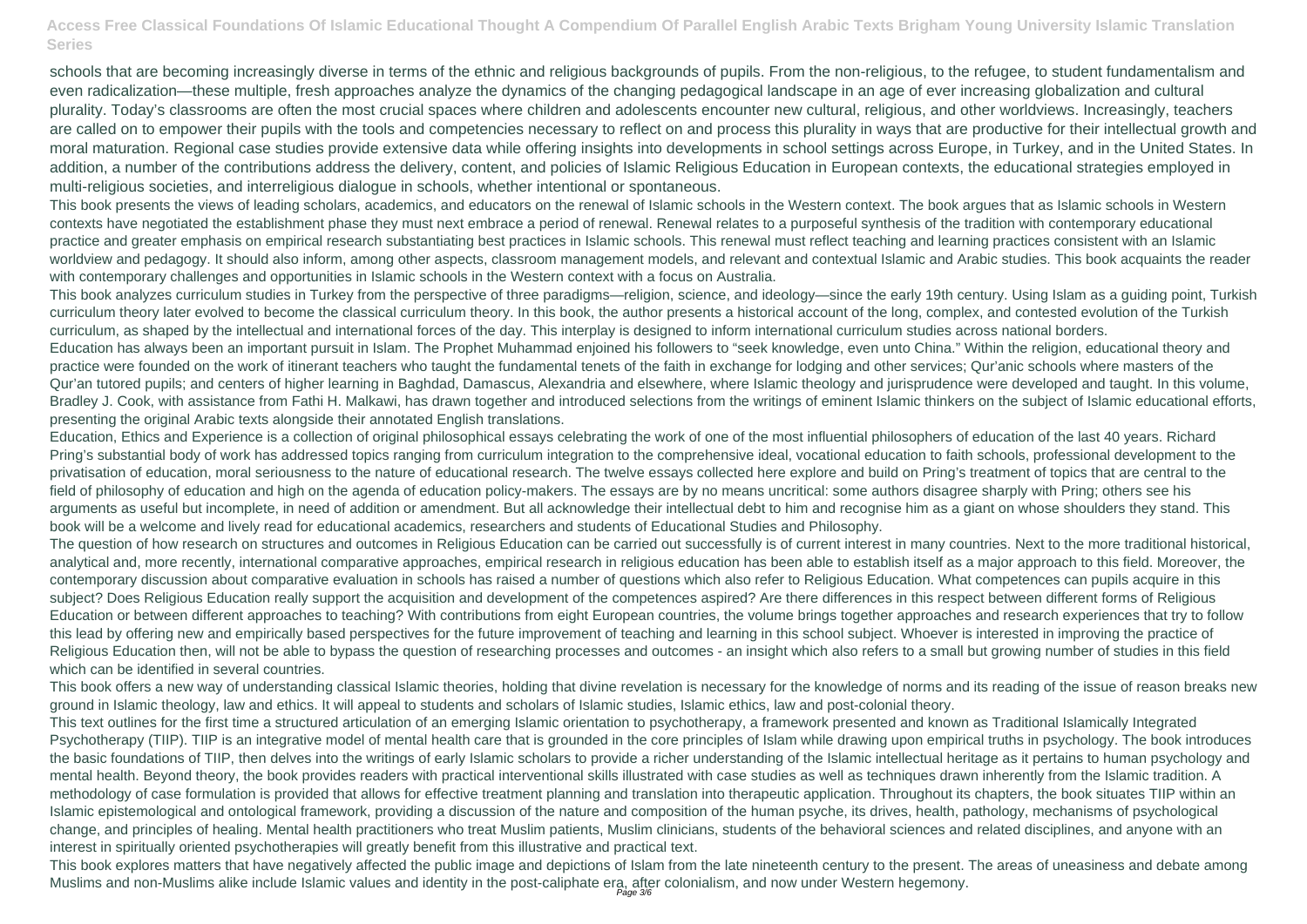schools that are becoming increasingly diverse in terms of the ethnic and religious backgrounds of pupils. From the non-religious, to the refugee, to student fundamentalism and even radicalization—these multiple, fresh approaches analyze the dynamics of the changing pedagogical landscape in an age of ever increasing globalization and cultural plurality. Today's classrooms are often the most crucial spaces where children and adolescents encounter new cultural, religious, and other worldviews. Increasingly, teachers are called on to empower their pupils with the tools and competencies necessary to reflect on and process this plurality in ways that are productive for their intellectual growth and moral maturation. Regional case studies provide extensive data while offering insights into developments in school settings across Europe, in Turkey, and in the United States. In addition, a number of the contributions address the delivery, content, and policies of Islamic Religious Education in European contexts, the educational strategies employed in multi-religious societies, and interreligious dialogue in schools, whether intentional or spontaneous.

This book presents the views of leading scholars, academics, and educators on the renewal of Islamic schools in the Western context. The book argues that as Islamic schools in Western contexts have negotiated the establishment phase they must next embrace a period of renewal. Renewal relates to a purposeful synthesis of the tradition with contemporary educational practice and greater emphasis on empirical research substantiating best practices in Islamic schools. This renewal must reflect teaching and learning practices consistent with an Islamic worldview and pedagogy. It should also inform, among other aspects, classroom management models, and relevant and contextual Islamic and Arabic studies. This book acquaints the reader with contemporary challenges and opportunities in Islamic schools in the Western context with a focus on Australia.

This book analyzes curriculum studies in Turkey from the perspective of three paradigms—religion, science, and ideology—since the early 19th century. Using Islam as a guiding point, Turkish curriculum theory later evolved to become the classical curriculum theory. In this book, the author presents a historical account of the long, complex, and contested evolution of the Turkish curriculum, as shaped by the intellectual and international forces of the day. This interplay is designed to inform international curriculum studies across national borders.

Education has always been an important pursuit in Islam. The Prophet Muhammad enjoined his followers to "seek knowledge, even unto China." Within the religion, educational theory and practice were founded on the work of itinerant teachers who taught the fundamental tenets of the faith in exchange for lodging and other services; Qur'anic schools where masters of the Qur'an tutored pupils; and centers of higher learning in Baghdad, Damascus, Alexandria and elsewhere, where Islamic theology and jurisprudence were developed and taught. In this volume, Bradley J. Cook, with assistance from Fathi H. Malkawi, has drawn together and introduced selections from the writings of eminent Islamic thinkers on the subject of Islamic educational efforts, presenting the original Arabic texts alongside their annotated English translations.

Education, Ethics and Experience is a collection of original philosophical essays celebrating the work of one of the most influential philosophers of education of the last 40 years. Richard Pring's substantial body of work has addressed topics ranging from curriculum integration to the comprehensive ideal, vocational education to faith schools, professional development to the privatisation of education, moral seriousness to the nature of educational research. The twelve essays collected here explore and build on Pring's treatment of topics that are central to the field of philosophy of education and high on the agenda of education policy-makers. The essays are by no means uncritical: some authors disagree sharply with Pring; others see his arguments as useful but incomplete, in need of addition or amendment. But all acknowledge their intellectual debt to him and recognise him as a giant on whose shoulders they stand. This book will be a welcome and lively read for educational academics, researchers and students of Educational Studies and Philosophy.

The question of how research on structures and outcomes in Religious Education can be carried out successfully is of current interest in many countries. Next to the more traditional historical, analytical and, more recently, international comparative approaches, empirical research in religious education has been able to establish itself as a major approach to this field. Moreover, the contemporary discussion about comparative evaluation in schools has raised a number of questions which also refer to Religious Education. What competences can pupils acquire in this subject? Does Religious Education really support the acquisition and development of the competences aspired? Are there differences in this respect between different forms of Religious Education or between different approaches to teaching? With contributions from eight European countries, the volume brings together approaches and research experiences that try to follow this lead by offering new and empirically based perspectives for the future improvement of teaching and learning in this school subject. Whoever is interested in improving the practice of Religious Education then, will not be able to bypass the question of researching processes and outcomes - an insight which also refers to a small but growing number of studies in this field which can be identified in several countries.

This book offers a new way of understanding classical Islamic theories, holding that divine revelation is necessary for the knowledge of norms and its reading of the issue of reason breaks new ground in Islamic theology, law and ethics. It will appeal to students and scholars of Islamic studies, Islamic ethics, law and post-colonial theory.

This text outlines for the first time a structured articulation of an emerging Islamic orientation to psychotherapy, a framework presented and known as Traditional Islamically Integrated Psychotherapy (TIIP). TIIP is an integrative model of mental health care that is grounded in the core principles of Islam while drawing upon empirical truths in psychology. The book introduces the basic foundations of TIIP, then delves into the writings of early Islamic scholars to provide a richer understanding of the Islamic intellectual heritage as it pertains to human psychology and mental health. Beyond theory, the book provides readers with practical interventional skills illustrated with case studies as well as techniques drawn inherently from the Islamic tradition. A methodology of case formulation is provided that allows for effective treatment planning and translation into therapeutic application. Throughout its chapters, the book situates TIIP within an Islamic epistemological and ontological framework, providing a discussion of the nature and composition of the human psyche, its drives, health, pathology, mechanisms of psychological change, and principles of healing. Mental health practitioners who treat Muslim patients, Muslim clinicians, students of the behavioral sciences and related disciplines, and anyone with an interest in spiritually oriented psychotherapies will greatly benefit from this illustrative and practical text.

This book explores matters that have negatively affected the public image and depictions of Islam from the late nineteenth century to the present. The areas of uneasiness and debate among Muslims and non-Muslims alike include Islamic values and identity in the post-caliphate era, after colonialism, and now under Western hegemony.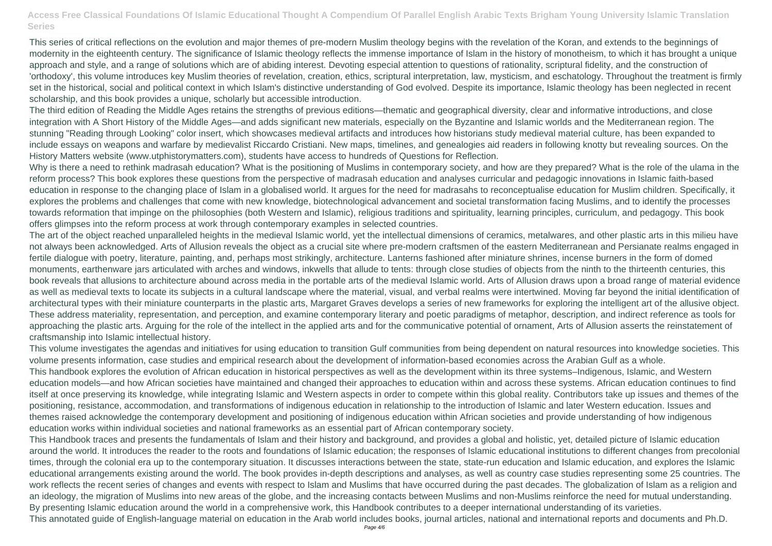This series of critical reflections on the evolution and major themes of pre-modern Muslim theology begins with the revelation of the Koran, and extends to the beginnings of modernity in the eighteenth century. The significance of Islamic theology reflects the immense importance of Islam in the history of monotheism, to which it has brought a unique approach and style, and a range of solutions which are of abiding interest. Devoting especial attention to questions of rationality, scriptural fidelity, and the construction of 'orthodoxy', this volume introduces key Muslim theories of revelation, creation, ethics, scriptural interpretation, law, mysticism, and eschatology. Throughout the treatment is firmly set in the historical, social and political context in which Islam's distinctive understanding of God evolved. Despite its importance, Islamic theology has been neglected in recent scholarship, and this book provides a unique, scholarly but accessible introduction.

The third edition of Reading the Middle Ages retains the strengths of previous editions—thematic and geographical diversity, clear and informative introductions, and close integration with A Short History of the Middle Ages—and adds significant new materials, especially on the Byzantine and Islamic worlds and the Mediterranean region. The stunning "Reading through Looking" color insert, which showcases medieval artifacts and introduces how historians study medieval material culture, has been expanded to include essays on weapons and warfare by medievalist Riccardo Cristiani. New maps, timelines, and genealogies aid readers in following knotty but revealing sources. On the History Matters website (www.utphistorymatters.com), students have access to hundreds of Questions for Reflection.

Why is there a need to rethink madrasah education? What is the positioning of Muslims in contemporary society, and how are they prepared? What is the role of the ulama in the reform process? This book explores these questions from the perspective of madrasah education and analyses curricular and pedagogic innovations in Islamic faith-based education in response to the changing place of Islam in a globalised world. It argues for the need for madrasahs to reconceptualise education for Muslim children. Specifically, it explores the problems and challenges that come with new knowledge, biotechnological advancement and societal transformation facing Muslims, and to identify the processes towards reformation that impinge on the philosophies (both Western and Islamic), religious traditions and spirituality, learning principles, curriculum, and pedagogy. This book offers glimpses into the reform process at work through contemporary examples in selected countries.

The art of the object reached unparalleled heights in the medieval Islamic world, yet the intellectual dimensions of ceramics, metalwares, and other plastic arts in this milieu have not always been acknowledged. Arts of Allusion reveals the object as a crucial site where pre-modern craftsmen of the eastern Mediterranean and Persianate realms engaged in fertile dialogue with poetry, literature, painting, and, perhaps most strikingly, architecture. Lanterns fashioned after miniature shrines, incense burners in the form of domed monuments, earthenware jars articulated with arches and windows, inkwells that allude to tents: through close studies of objects from the ninth to the thirteenth centuries, this book reveals that allusions to architecture abound across media in the portable arts of the medieval Islamic world. Arts of Allusion draws upon a broad range of material evidence as well as medieval texts to locate its subjects in a cultural landscape where the material, visual, and verbal realms were intertwined. Moving far beyond the initial identification of architectural types with their miniature counterparts in the plastic arts, Margaret Graves develops a series of new frameworks for exploring the intelligent art of the allusive object. These address materiality, representation, and perception, and examine contemporary literary and poetic paradigms of metaphor, description, and indirect reference as tools for approaching the plastic arts. Arguing for the role of the intellect in the applied arts and for the communicative potential of ornament, Arts of Allusion asserts the reinstatement of craftsmanship into Islamic intellectual history.

This volume investigates the agendas and initiatives for using education to transition Gulf communities from being dependent on natural resources into knowledge societies. This volume presents information, case studies and empirical research about the development of information-based economies across the Arabian Gulf as a whole.

This handbook explores the evolution of African education in historical perspectives as well as the development within its three systems–Indigenous, Islamic, and Western education models—and how African societies have maintained and changed their approaches to education within and across these systems. African education continues to find itself at once preserving its knowledge, while integrating Islamic and Western aspects in order to compete within this global reality. Contributors take up issues and themes of the positioning, resistance, accommodation, and transformations of indigenous education in relationship to the introduction of Islamic and later Western education. Issues and themes raised acknowledge the contemporary development and positioning of indigenous education within African societies and provide understanding of how indigenous education works within individual societies and national frameworks as an essential part of African contemporary society.

This Handbook traces and presents the fundamentals of Islam and their history and background, and provides a global and holistic, yet, detailed picture of Islamic education around the world. It introduces the reader to the roots and foundations of Islamic education; the responses of Islamic educational institutions to different changes from precolonial times, through the colonial era up to the contemporary situation. It discusses interactions between the state, state-run education and Islamic education, and explores the Islamic educational arrangements existing around the world. The book provides in-depth descriptions and analyses, as well as country case studies representing some 25 countries. The work reflects the recent series of changes and events with respect to Islam and Muslims that have occurred during the past decades. The globalization of Islam as a religion and an ideology, the migration of Muslims into new areas of the globe, and the increasing contacts between Muslims and non-Muslims reinforce the need for mutual understanding. By presenting Islamic education around the world in a comprehensive work, this Handbook contributes to a deeper international understanding of its varieties.

This annotated guide of English-language material on education in the Arab world includes books, journal articles, national and international reports and documents and Ph.D.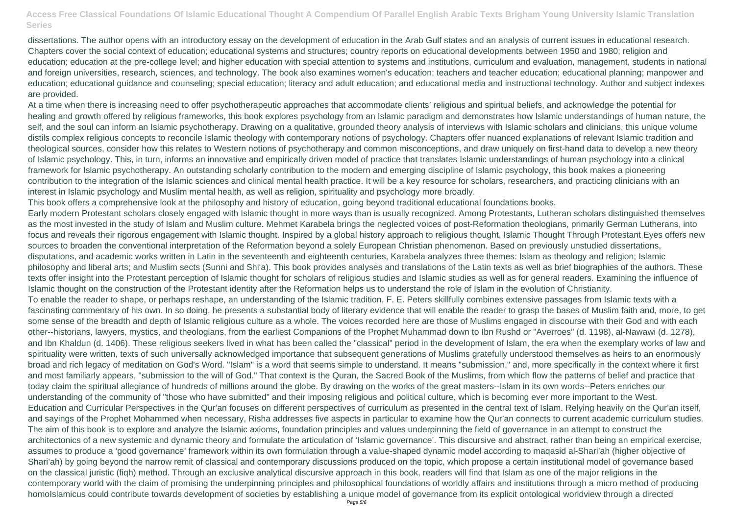dissertations. The author opens with an introductory essay on the development of education in the Arab Gulf states and an analysis of current issues in educational research. Chapters cover the social context of education; educational systems and structures; country reports on educational developments between 1950 and 1980; religion and education; education at the pre-college level; and higher education with special attention to systems and institutions, curriculum and evaluation, management, students in national and foreign universities, research, sciences, and technology. The book also examines women's education; teachers and teacher education; educational planning; manpower and education; educational guidance and counseling; special education; literacy and adult education; and educational media and instructional technology. Author and subject indexes are provided.

At a time when there is increasing need to offer psychotherapeutic approaches that accommodate clients' religious and spiritual beliefs, and acknowledge the potential for healing and growth offered by religious frameworks, this book explores psychology from an Islamic paradigm and demonstrates how Islamic understandings of human nature, the self, and the soul can inform an Islamic psychotherapy. Drawing on a qualitative, grounded theory analysis of interviews with Islamic scholars and clinicians, this unique volume distils complex religious concepts to reconcile Islamic theology with contemporary notions of psychology. Chapters offer nuanced explanations of relevant Islamic tradition and theological sources, consider how this relates to Western notions of psychotherapy and common misconceptions, and draw uniquely on first-hand data to develop a new theory of Islamic psychology. This, in turn, informs an innovative and empirically driven model of practice that translates Islamic understandings of human psychology into a clinical framework for Islamic psychotherapy. An outstanding scholarly contribution to the modern and emerging discipline of Islamic psychology, this book makes a pioneering contribution to the integration of the Islamic sciences and clinical mental health practice. It will be a key resource for scholars, researchers, and practicing clinicians with an interest in Islamic psychology and Muslim mental health, as well as religion, spirituality and psychology more broadly.

This book offers a comprehensive look at the philosophy and history of education, going beyond traditional educational foundations books.

Early modern Protestant scholars closely engaged with Islamic thought in more ways than is usually recognized. Among Protestants, Lutheran scholars distinguished themselves as the most invested in the study of Islam and Muslim culture. Mehmet Karabela brings the neglected voices of post-Reformation theologians, primarily German Lutherans, into focus and reveals their rigorous engagement with Islamic thought. Inspired by a global history approach to religious thought, Islamic Thought Through Protestant Eyes offers new sources to broaden the conventional interpretation of the Reformation beyond a solely European Christian phenomenon. Based on previously unstudied dissertations, disputations, and academic works written in Latin in the seventeenth and eighteenth centuries, Karabela analyzes three themes: Islam as theology and religion; Islamic philosophy and liberal arts; and Muslim sects (Sunni and Shi'a). This book provides analyses and translations of the Latin texts as well as brief biographies of the authors. These texts offer insight into the Protestant perception of Islamic thought for scholars of religious studies and Islamic studies as well as for general readers. Examining the influence of Islamic thought on the construction of the Protestant identity after the Reformation helps us to understand the role of Islam in the evolution of Christianity.

To enable the reader to shape, or perhaps reshape, an understanding of the Islamic tradition, F. E. Peters skillfully combines extensive passages from Islamic texts with a fascinating commentary of his own. In so doing, he presents a substantial body of literary evidence that will enable the reader to grasp the bases of Muslim faith and, more, to get some sense of the breadth and depth of Islamic religious culture as a whole. The voices recorded here are those of Muslims engaged in discourse with their God and with each other--historians, lawyers, mystics, and theologians, from the earliest Companions of the Prophet Muhammad down to Ibn Rushd or "Averroes" (d. 1198), al-Nawawi (d. 1278), and Ibn Khaldun (d. 1406). These religious seekers lived in what has been called the "classical" period in the development of Islam, the era when the exemplary works of law and spirituality were written, texts of such universally acknowledged importance that subsequent generations of Muslims gratefully understood themselves as heirs to an enormously broad and rich legacy of meditation on God's Word. "Islam" is a word that seems simple to understand. It means "submission," and, more specifically in the context where it first and most familiarly appears, "submission to the will of God." That context is the Quran, the Sacred Book of the Muslims, from which flow the patterns of belief and practice that today claim the spiritual allegiance of hundreds of millions around the globe. By drawing on the works of the great masters--Islam in its own words--Peters enriches our understanding of the community of "those who have submitted" and their imposing religious and political culture, which is becoming ever more important to the West.

Education and Curricular Perspectives in the Qur'an focuses on different perspectives of curriculum as presented in the central text of Islam. Relying heavily on the Qur'an itself, and sayings of the Prophet Mohammed when necessary, Risha addresses five aspects in particular to examine how the Qur'an connects to current academic curriculum studies.

The aim of this book is to explore and analyze the Islamic axioms, foundation principles and values underpinning the field of governance in an attempt to construct the architectonics of a new systemic and dynamic theory and formulate the articulation of 'Islamic governance'. This discursive and abstract, rather than being an empirical exercise, assumes to produce a 'good governance' framework within its own formulation through a value-shaped dynamic model according to maqasid al-Shari'ah (higher objective of Shari'ah) by going beyond the narrow remit of classical and contemporary discussions produced on the topic, which propose a certain institutional model of governance based on the classical juristic (fiqh) method. Through an exclusive analytical discursive approach in this book, readers will find that Islam as one of the major religions in the contemporary world with the claim of promising the underpinning principles and philosophical foundations of worldly affairs and institutions through a micro method of producing homoIslamicus could contribute towards development of societies by establishing a unique model of governance from its explicit ontological worldview through a directed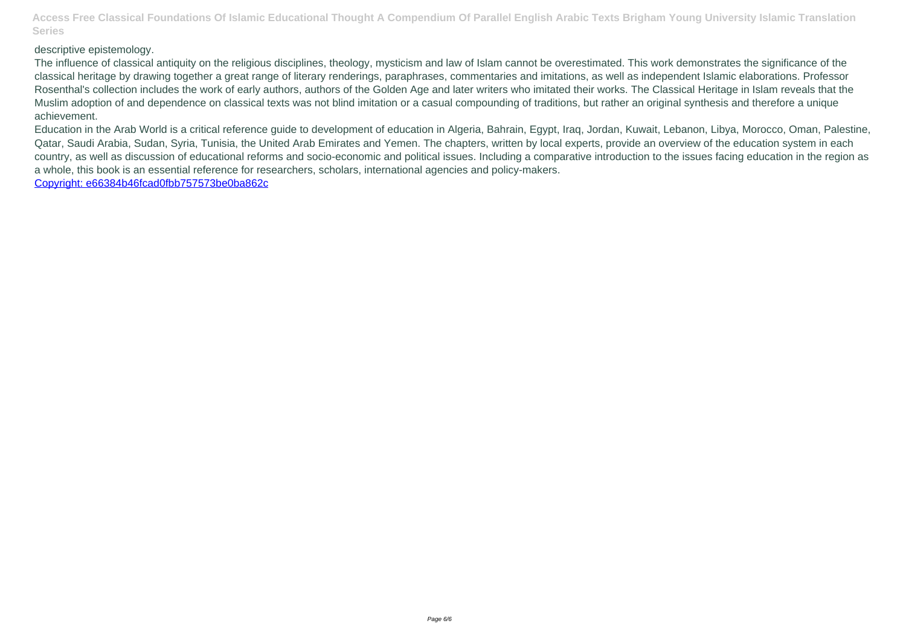descriptive epistemology.

The influence of classical antiquity on the religious disciplines, theology, mysticism and law of Islam cannot be overestimated. This work demonstrates the significance of the classical heritage by drawing together a great range of literary renderings, paraphrases, commentaries and imitations, as well as independent Islamic elaborations. Professor Rosenthal's collection includes the work of early authors, authors of the Golden Age and later writers who imitated their works. The Classical Heritage in Islam reveals that the Muslim adoption of and dependence on classical texts was not blind imitation or a casual compounding of traditions, but rather an original synthesis and therefore a unique achievement.

Education in the Arab World is a critical reference guide to development of education in Algeria, Bahrain, Egypt, Iraq, Jordan, Kuwait, Lebanon, Libya, Morocco, Oman, Palestine, Qatar, Saudi Arabia, Sudan, Syria, Tunisia, the United Arab Emirates and Yemen. The chapters, written by local experts, provide an overview of the education system in each country, as well as discussion of educational reforms and socio-economic and political issues. Including a comparative introduction to the issues facing education in the region as a whole, this book is an essential reference for researchers, scholars, international agencies and policy-makers.

Copyright: e66384b46fcad0fbb757573be0ba862c